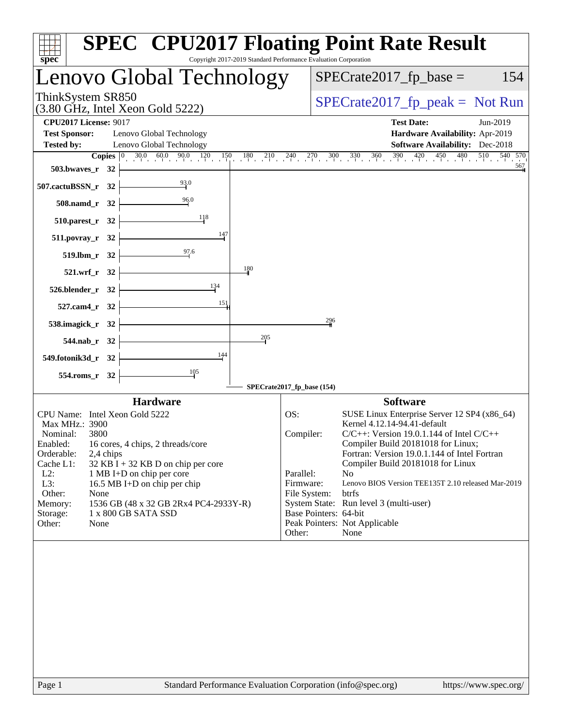# SPEC CPU2017 Floating Point Rate Result

Copyright 2017-2019 Standard Performance Evaluation Corporation

## Lenovo Global Technology

ThinkSystem SR850
(3.80 GHz, Intel Xeon Gold 5222)

SPECrate2017_fp_base = 154

SPECrate2017_fp_peak = Not Run

**CPU2017 License:** 9017
**Test Sponsor:** Lenovo Global Technology
**Tested by:** Lenovo Global Technology
**Test Date:** Jun-2019
**Hardware Availability:** Apr-2019
**Software Availability:** Dec-2018

| Benchmark | Copies | SPECrate2017_fp_base |
|---|---|---|
| 503.bwaves_r | 32 | 567 |
| 507.cactuBSSN_r | 32 | 93.0 |
| 508.namd_r | 32 | 96.0 |
| 510.parest_r | 32 | 118 |
| 511.povray_r | 32 | 147 |
| 519.lbm_r | 32 | 97.6 |
| 521.wrf_r | 32 | 180 |
| 526.blender_r | 32 | 134 |
| 527.cam4_r | 32 | 151 |
| 538.imagick_r | 32 | 296 |
| 544.nab_r | 32 | 205 |
| 549.fotonik3d_r | 32 | 144 |
| 554.roms_r | 32 | 105 |

SPECrate2017_fp_base (154)

### Hardware

| | |
|---|---|
| CPU Name: | Intel Xeon Gold 5222 |
| Max MHz.: | 3900 |
| Nominal: | 3800 |
| Enabled: | 16 cores, 4 chips, 2 threads/core |
| Orderable: | 2,4 chips |
| Cache L1: | 32 KB I + 32 KB D on chip per core |
| L2: | 1 MB I+D on chip per core |
| L3: | 16.5 MB I+D on chip per chip |
| Other: | None |
| Memory: | 1536 GB (48 x 32 GB 2Rx4 PC4-2933Y-R) |
| Storage: | 1 x 800 GB SATA SSD |
| Other: | None |

### Software

| | |
|---|---|
| OS: | SUSE Linux Enterprise Server 12 SP4 (x86_64) Kernel 4.12.14-94.41-default |
| Compiler: | C/C++: Version 19.0.1.144 of Intel C/C++ Compiler Build 20181018 for Linux; Fortran: Version 19.0.1.144 of Intel Fortran Compiler Build 20181018 for Linux |
| Parallel: | No |
| Firmware: | Lenovo BIOS Version TEE135T 2.10 released Mar-2019 |
| File System: | btrfs |
| System State: | Run level 3 (multi-user) |
| Base Pointers: | 64-bit |
| Peak Pointers: | Not Applicable |
| Other: | None |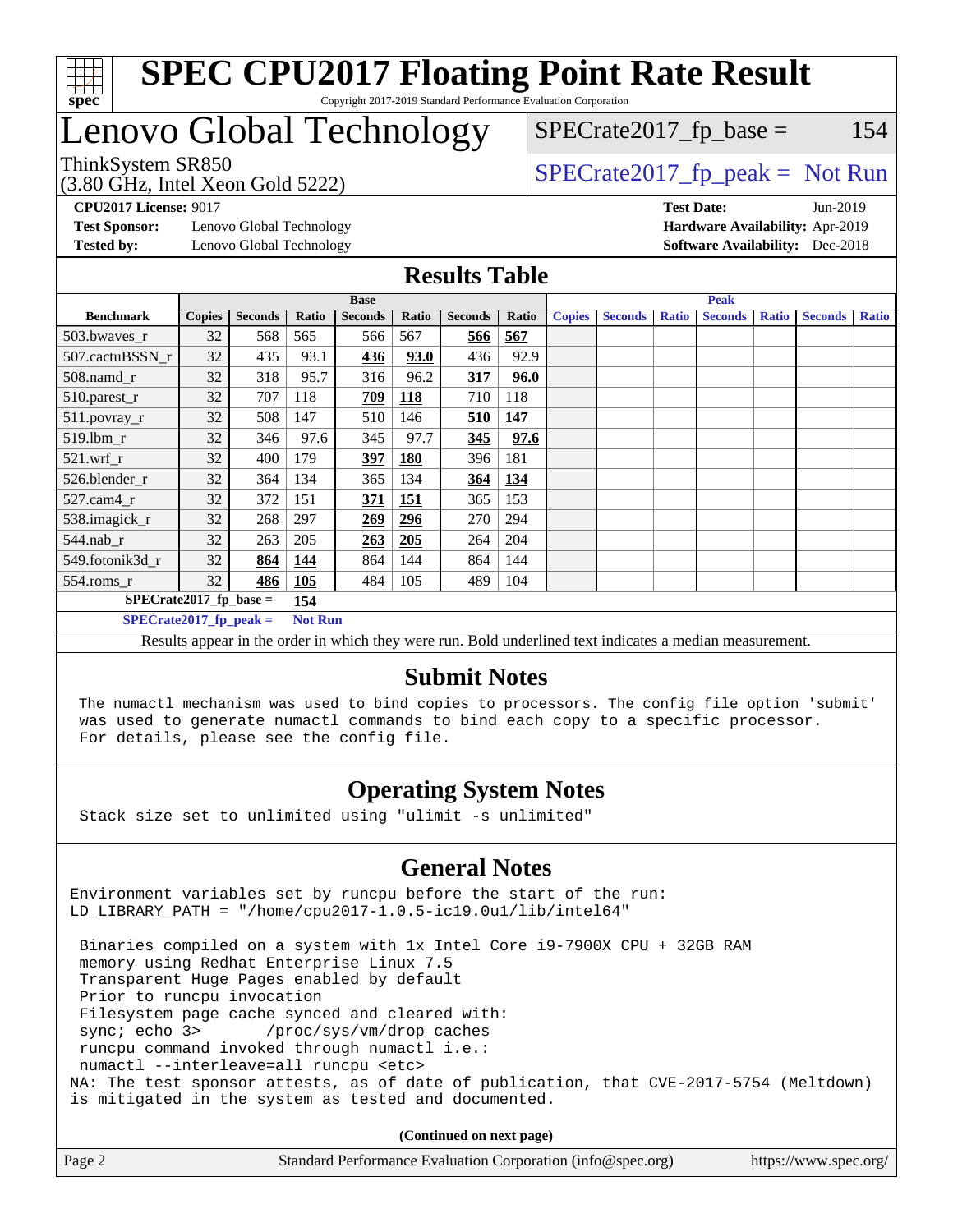# SPEC CPU2017 Floating Point Rate Result

Copyright 2017-2019 Standard Performance Evaluation Corporation

# Lenovo Global Technology

ThinkSystem SR850
(3.80 GHz, Intel Xeon Gold 5222)

SPECrate2017_fp_base = 154

SPECrate2017_fp_peak = Not Run

**CPU2017 License:** 9017
**Test Sponsor:** Lenovo Global Technology
**Tested by:** Lenovo Global Technology

**Test Date:** Jun-2019
**Hardware Availability:** Apr-2019
**Software Availability:** Dec-2018

## Results Table

| | Base | | | | | | | Peak | | | | | | |
|---|---|---|---|---|---|---|---|---|---|---|---|---|---|---|
| **Benchmark** | **Copies** | **Seconds** | **Ratio** | **Seconds** | **Ratio** | **Seconds** | **Ratio** | **Copies** | **Seconds** | **Ratio** | **Seconds** | **Ratio** | **Seconds** | **Ratio** |
| 503.bwaves_r | 32 | 568 | 565 | 566 | 567 | **566** | **567** | | | | | | | |
| 507.cactuBSSN_r | 32 | 435 | 93.1 | **436** | **93.0** | 436 | 92.9 | | | | | | | |
| 508.namd_r | 32 | 318 | 95.7 | 316 | 96.2 | **317** | **96.0** | | | | | | | |
| 510.parest_r | 32 | 707 | 118 | **709** | **118** | 710 | 118 | | | | | | | |
| 511.povray_r | 32 | 508 | 147 | 510 | 146 | **510** | **147** | | | | | | | |
| 519.lbm_r | 32 | 346 | 97.6 | 345 | 97.7 | **345** | **97.6** | | | | | | | |
| 521.wrf_r | 32 | 400 | 179 | **397** | **180** | 396 | 181 | | | | | | | |
| 526.blender_r | 32 | 364 | 134 | 365 | 134 | **364** | **134** | | | | | | | |
| 527.cam4_r | 32 | 372 | 151 | **371** | **151** | 365 | 153 | | | | | | | |
| 538.imagick_r | 32 | 268 | 297 | **269** | **296** | 270 | 294 | | | | | | | |
| 544.nab_r | 32 | 263 | 205 | **263** | **205** | 264 | 204 | | | | | | | |
| 549.fotonik3d_r | 32 | **864** | **144** | 864 | 144 | 864 | 144 | | | | | | | |
| 554.roms_r | 32 | **486** | **105** | 484 | 105 | 489 | 104 | | | | | | | |

**SPECrate2017_fp_base = 154**

**SPECrate2017_fp_peak = Not Run**

Results appear in the order in which they were run. Bold underlined text indicates a median measurement.

## Submit Notes

The numactl mechanism was used to bind copies to processors. The config file option 'submit' was used to generate numactl commands to bind each copy to a specific processor. For details, please see the config file.

## Operating System Notes

Stack size set to unlimited using "ulimit -s unlimited"

## General Notes

```
Environment variables set by runcpu before the start of the run:
LD_LIBRARY_PATH = "/home/cpu2017-1.0.5-ic19.0u1/lib/intel64"

 Binaries compiled on a system with 1x Intel Core i9-7900X CPU + 32GB RAM
 memory using Redhat Enterprise Linux 7.5
 Transparent Huge Pages enabled by default
 Prior to runcpu invocation
 Filesystem page cache synced and cleared with:
 sync; echo 3>       /proc/sys/vm/drop_caches
 runcpu command invoked through numactl i.e.:
 numactl --interleave=all runcpu <etc>
NA: The test sponsor attests, as of date of publication, that CVE-2017-5754 (Meltdown)
is mitigated in the system as tested and documented.
```

**(Continued on next page)**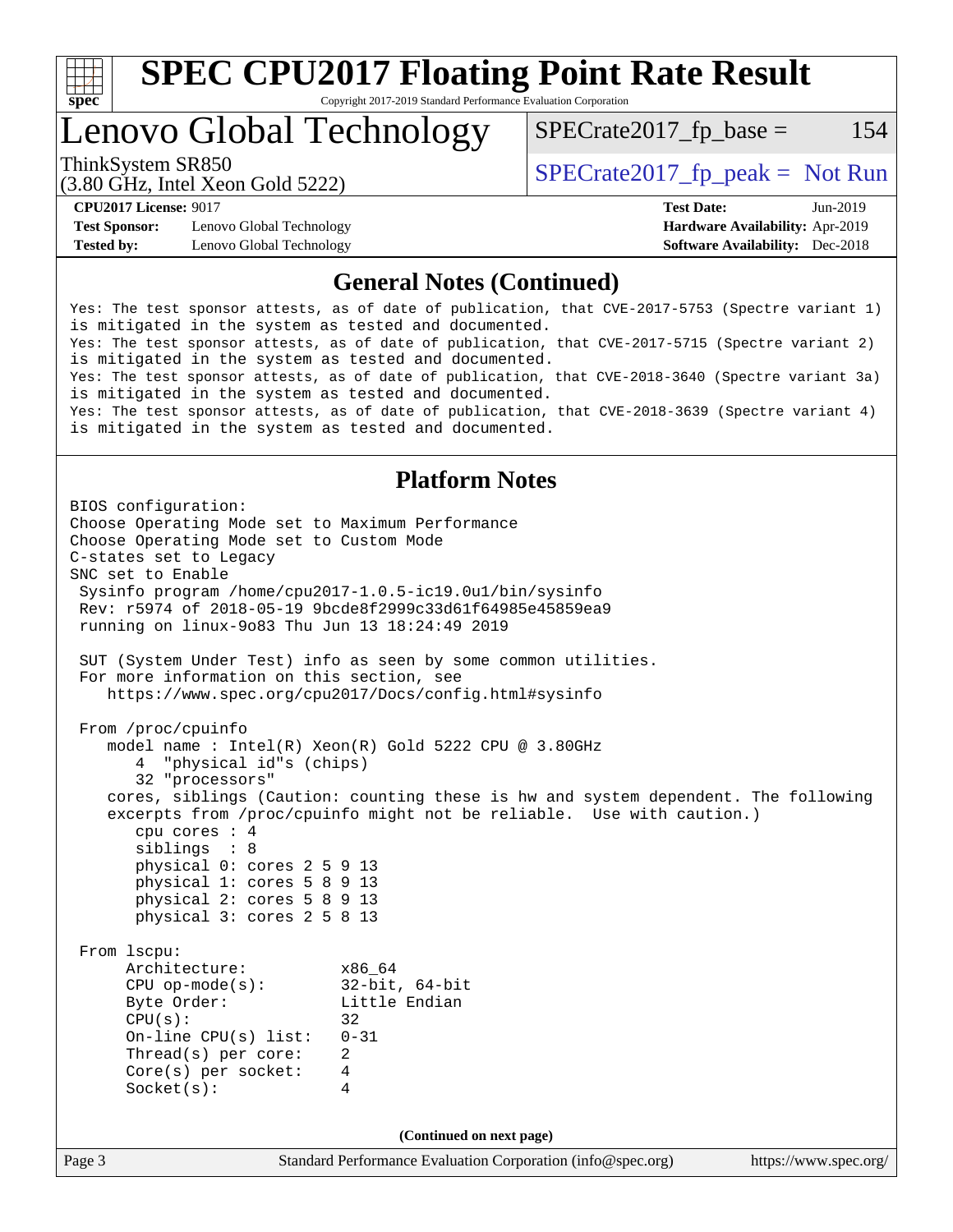## General Notes (Continued)

```
Yes: The test sponsor attests, as of date of publication, that CVE-2017-5753 (Spectre variant 1)
is mitigated in the system as tested and documented.
Yes: The test sponsor attests, as of date of publication, that CVE-2017-5715 (Spectre variant 2)
is mitigated in the system as tested and documented.
Yes: The test sponsor attests, as of date of publication, that CVE-2018-3640 (Spectre variant 3a)
is mitigated in the system as tested and documented.
Yes: The test sponsor attests, as of date of publication, that CVE-2018-3639 (Spectre variant 4)
is mitigated in the system as tested and documented.
```

## Platform Notes

```
BIOS configuration:
Choose Operating Mode set to Maximum Performance
Choose Operating Mode set to Custom Mode
C-states set to Legacy
SNC set to Enable
 Sysinfo program /home/cpu2017-1.0.5-ic19.0u1/bin/sysinfo
 Rev: r5974 of 2018-05-19 9bcde8f2999c33d61f64985e45859ea9
 running on linux-9o83 Thu Jun 13 18:24:49 2019

 SUT (System Under Test) info as seen by some common utilities.
 For more information on this section, see
    https://www.spec.org/cpu2017/Docs/config.html#sysinfo

 From /proc/cpuinfo
    model name : Intel(R) Xeon(R) Gold 5222 CPU @ 3.80GHz
       4  "physical id"s (chips)
       32 "processors"
    cores, siblings (Caution: counting these is hw and system dependent. The following
    excerpts from /proc/cpuinfo might not be reliable.  Use with caution.)
       cpu cores : 4
       siblings  : 8
       physical 0: cores 2 5 9 13
       physical 1: cores 5 8 9 13
       physical 2: cores 5 8 9 13
       physical 3: cores 2 5 8 13

 From lscpu:
      Architecture:          x86_64
      CPU op-mode(s):        32-bit, 64-bit
      Byte Order:            Little Endian
      CPU(s):                32
      On-line CPU(s) list:   0-31
      Thread(s) per core:    2
      Core(s) per socket:    4
      Socket(s):             4
```

**(Continued on next page)**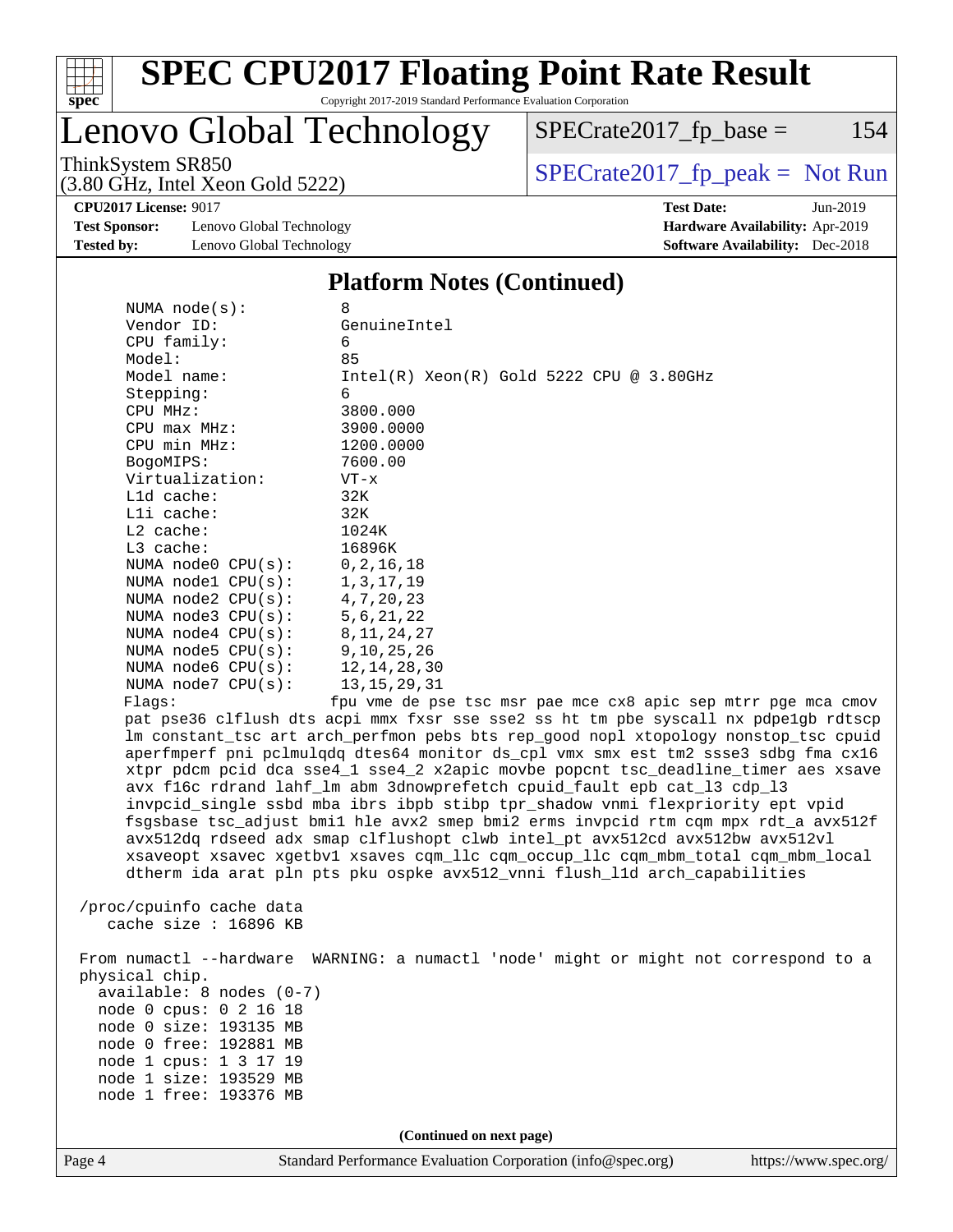## Platform Notes (Continued)

```
NUMA node(s):          8
Vendor ID:             GenuineIntel
CPU family:            6
Model:                 85
Model name:            Intel(R) Xeon(R) Gold 5222 CPU @ 3.80GHz
Stepping:              6
CPU MHz:               3800.000
CPU max MHz:           3900.0000
CPU min MHz:           1200.0000
BogoMIPS:              7600.00
Virtualization:        VT-x
L1d cache:             32K
L1i cache:             32K
L2 cache:              1024K
L3 cache:              16896K
NUMA node0 CPU(s):     0,2,16,18
NUMA node1 CPU(s):     1,3,17,19
NUMA node2 CPU(s):     4,7,20,23
NUMA node3 CPU(s):     5,6,21,22
NUMA node4 CPU(s):     8,11,24,27
NUMA node5 CPU(s):     9,10,25,26
NUMA node6 CPU(s):     12,14,28,30
NUMA node7 CPU(s):     13,15,29,31
Flags:                fpu vme de pse tsc msr pae mce cx8 apic sep mtrr pge mca cmov
pat pse36 clflush dts acpi mmx fxsr sse sse2 ss ht tm pbe syscall nx pdpe1gb rdtscp
lm constant_tsc art arch_perfmon pebs bts rep_good nopl xtopology nonstop_tsc cpuid
aperfmperf pni pclmulqdq dtes64 monitor ds_cpl vmx smx est tm2 ssse3 sdbg fma cx16
xtpr pdcm pcid dca sse4_1 sse4_2 x2apic movbe popcnt tsc_deadline_timer aes xsave
avx f16c rdrand lahf_lm abm 3dnowprefetch cpuid_fault epb cat_l3 cdp_l3
invpcid_single ssbd mba ibrs ibpb stibp tpr_shadow vnmi flexpriority ept vpid
fsgsbase tsc_adjust bmi1 hle avx2 smep bmi2 erms invpcid rtm cqm mpx rdt_a avx512f
avx512dq rdseed adx smap clflushopt clwb intel_pt avx512cd avx512bw avx512vl
xsaveopt xsavec xgetbv1 xsaves cqm_llc cqm_occup_llc cqm_mbm_total cqm_mbm_local
dtherm ida arat pln pts pku ospke avx512_vnni flush_l1d arch_capabilities

/proc/cpuinfo cache data
   cache size : 16896 KB

From numactl --hardware  WARNING: a numactl 'node' might or might not correspond to a
physical chip.
  available: 8 nodes (0-7)
  node 0 cpus: 0 2 16 18
  node 0 size: 193135 MB
  node 0 free: 192881 MB
  node 1 cpus: 1 3 17 19
  node 1 size: 193529 MB
  node 1 free: 193376 MB
```

(Continued on next page)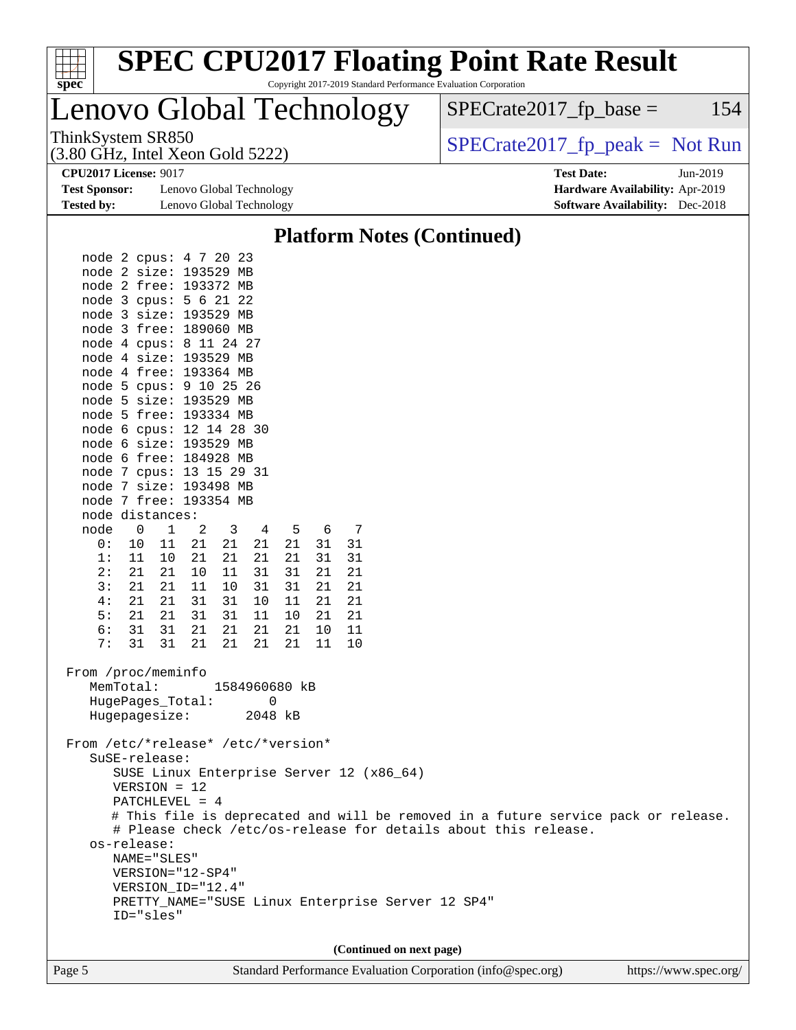## Platform Notes (Continued)

```
    node 2 cpus: 4 7 20 23
    node 2 size: 193529 MB
    node 2 free: 193372 MB
    node 3 cpus: 5 6 21 22
    node 3 size: 193529 MB
    node 3 free: 189060 MB
    node 4 cpus: 8 11 24 27
    node 4 size: 193529 MB
    node 4 free: 193364 MB
    node 5 cpus: 9 10 25 26
    node 5 size: 193529 MB
    node 5 free: 193334 MB
    node 6 cpus: 12 14 28 30
    node 6 size: 193529 MB
    node 6 free: 184928 MB
    node 7 cpus: 13 15 29 31
    node 7 size: 193498 MB
    node 7 free: 193354 MB
    node distances:
    node   0   1   2   3   4   5   6   7
      0:  10  11  21  21  21  21  31  31
      1:  11  10  21  21  21  21  31  31
      2:  21  21  10  11  31  31  21  21
      3:  21  21  11  10  31  31  21  21
      4:  21  21  31  31  10  11  21  21
      5:  21  21  31  31  11  10  21  21
      6:  31  31  21  21  21  21  10  11
      7:  31  31  21  21  21  21  11  10

 From /proc/meminfo
    MemTotal:       1584960680 kB
    HugePages_Total:       0
    Hugepagesize:       2048 kB

 From /etc/*release* /etc/*version*
    SuSE-release:
       SUSE Linux Enterprise Server 12 (x86_64)
       VERSION = 12
       PATCHLEVEL = 4
       # This file is deprecated and will be removed in a future service pack or release.
       # Please check /etc/os-release for details about this release.
    os-release:
       NAME="SLES"
       VERSION="12-SP4"
       VERSION_ID="12.4"
       PRETTY_NAME="SUSE Linux Enterprise Server 12 SP4"
       ID="sles"
```

(Continued on next page)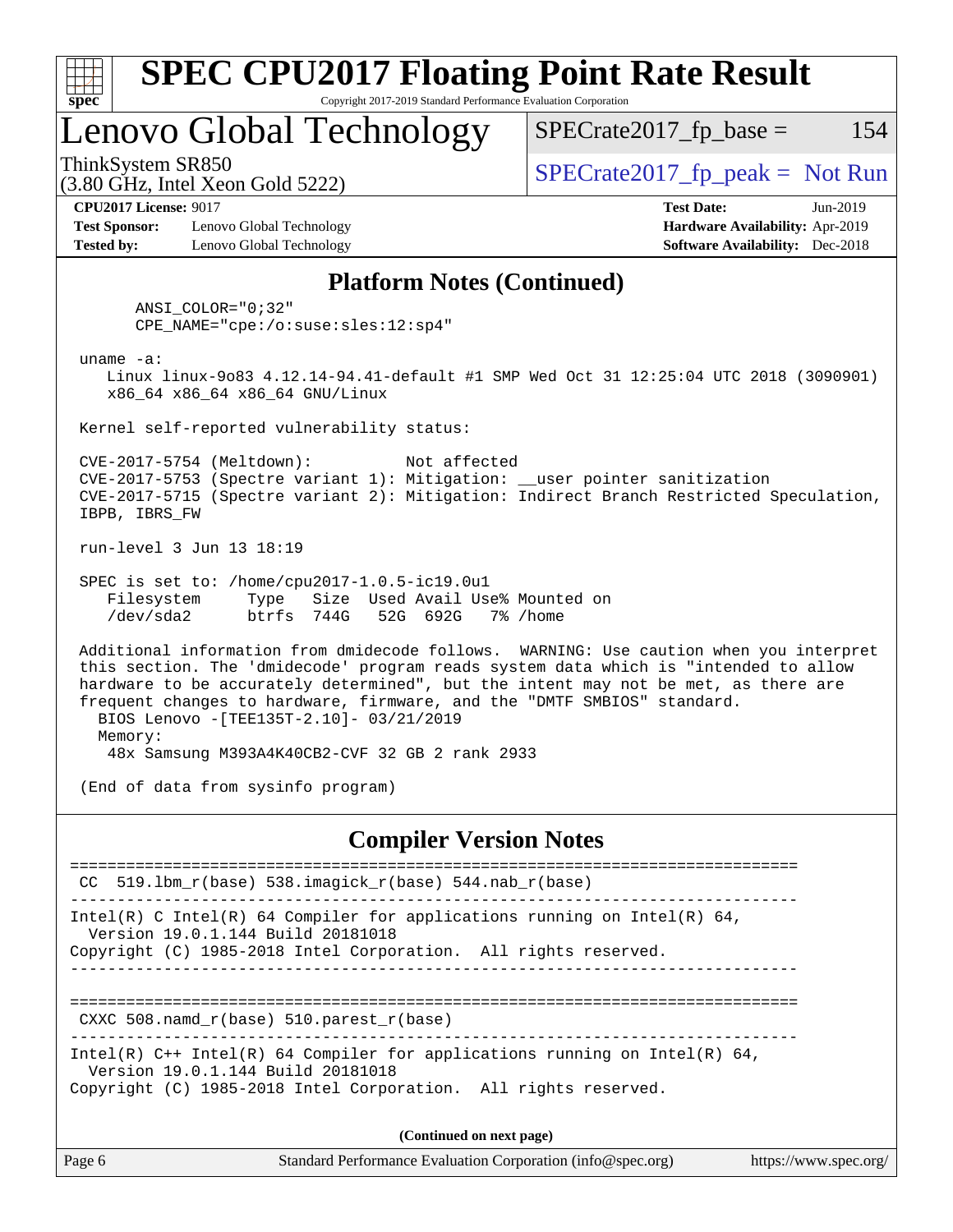## Platform Notes (Continued)

```
      ANSI_COLOR="0;32"
      CPE_NAME="cpe:/o:suse:sles:12:sp4"

 uname -a:
    Linux linux-9o83 4.12.14-94.41-default #1 SMP Wed Oct 31 12:25:04 UTC 2018 (3090901)
    x86_64 x86_64 x86_64 GNU/Linux

 Kernel self-reported vulnerability status:

 CVE-2017-5754 (Meltdown):          Not affected
 CVE-2017-5753 (Spectre variant 1): Mitigation: __user pointer sanitization
 CVE-2017-5715 (Spectre variant 2): Mitigation: Indirect Branch Restricted Speculation,
 IBPB, IBRS_FW

 run-level 3 Jun 13 18:19

 SPEC is set to: /home/cpu2017-1.0.5-ic19.0u1
    Filesystem     Type   Size  Used Avail Use% Mounted on
    /dev/sda2      btrfs  744G   52G  692G   7% /home

 Additional information from dmidecode follows.  WARNING: Use caution when you interpret
 this section. The 'dmidecode' program reads system data which is "intended to allow
 hardware to be accurately determined", but the intent may not be met, as there are
 frequent changes to hardware, firmware, and the "DMTF SMBIOS" standard.
   BIOS Lenovo -[TEE135T-2.10]- 03/21/2019
   Memory:
     48x Samsung M393A4K40CB2-CVF 32 GB 2 rank 2933

 (End of data from sysinfo program)
```

## Compiler Version Notes

```
==============================================================================
 CC  519.lbm_r(base) 538.imagick_r(base) 544.nab_r(base)
------------------------------------------------------------------------------
Intel(R) C Intel(R) 64 Compiler for applications running on Intel(R) 64,
  Version 19.0.1.144 Build 20181018
Copyright (C) 1985-2018 Intel Corporation.  All rights reserved.
------------------------------------------------------------------------------

==============================================================================
 CXXC 508.namd_r(base) 510.parest_r(base)
------------------------------------------------------------------------------
Intel(R) C++ Intel(R) 64 Compiler for applications running on Intel(R) 64,
  Version 19.0.1.144 Build 20181018
Copyright (C) 1985-2018 Intel Corporation.  All rights reserved.
```

**(Continued on next page)**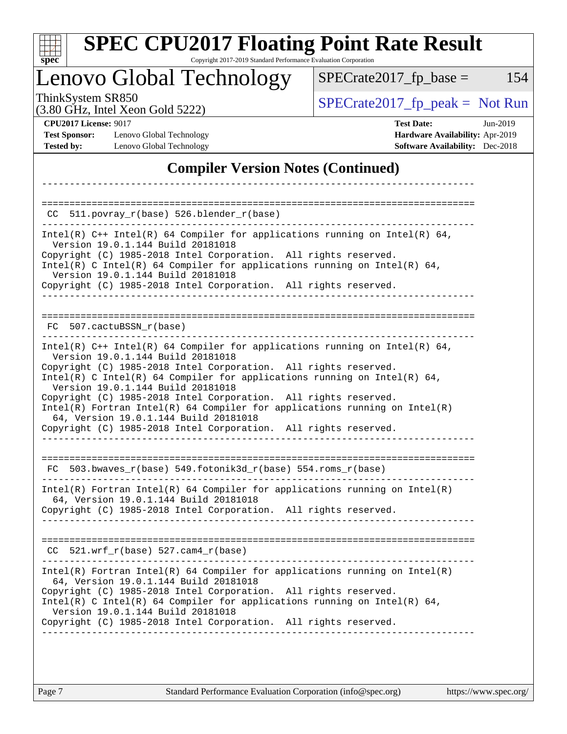## Compiler Version Notes (Continued)

```
------------------------------------------------------------------------------

==============================================================================
 CC  511.povray_r(base) 526.blender_r(base)
------------------------------------------------------------------------------
Intel(R) C++ Intel(R) 64 Compiler for applications running on Intel(R) 64,
  Version 19.0.1.144 Build 20181018
Copyright (C) 1985-2018 Intel Corporation.  All rights reserved.
Intel(R) C Intel(R) 64 Compiler for applications running on Intel(R) 64,
  Version 19.0.1.144 Build 20181018
Copyright (C) 1985-2018 Intel Corporation.  All rights reserved.
------------------------------------------------------------------------------

==============================================================================
 FC  507.cactuBSSN_r(base)
------------------------------------------------------------------------------
Intel(R) C++ Intel(R) 64 Compiler for applications running on Intel(R) 64,
  Version 19.0.1.144 Build 20181018
Copyright (C) 1985-2018 Intel Corporation.  All rights reserved.
Intel(R) C Intel(R) 64 Compiler for applications running on Intel(R) 64,
  Version 19.0.1.144 Build 20181018
Copyright (C) 1985-2018 Intel Corporation.  All rights reserved.
Intel(R) Fortran Intel(R) 64 Compiler for applications running on Intel(R)
  64, Version 19.0.1.144 Build 20181018
Copyright (C) 1985-2018 Intel Corporation.  All rights reserved.
------------------------------------------------------------------------------

==============================================================================
 FC  503.bwaves_r(base) 549.fotonik3d_r(base) 554.roms_r(base)
------------------------------------------------------------------------------
Intel(R) Fortran Intel(R) 64 Compiler for applications running on Intel(R)
  64, Version 19.0.1.144 Build 20181018
Copyright (C) 1985-2018 Intel Corporation.  All rights reserved.
------------------------------------------------------------------------------

==============================================================================
 CC  521.wrf_r(base) 527.cam4_r(base)
------------------------------------------------------------------------------
Intel(R) Fortran Intel(R) 64 Compiler for applications running on Intel(R)
  64, Version 19.0.1.144 Build 20181018
Copyright (C) 1985-2018 Intel Corporation.  All rights reserved.
Intel(R) C Intel(R) 64 Compiler for applications running on Intel(R) 64,
  Version 19.0.1.144 Build 20181018
Copyright (C) 1985-2018 Intel Corporation.  All rights reserved.
------------------------------------------------------------------------------
```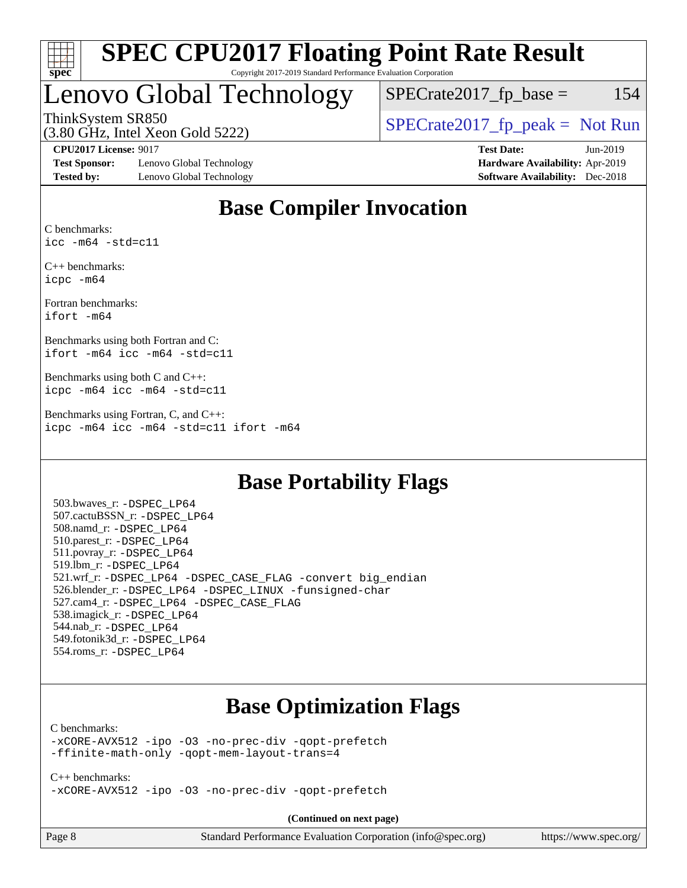# SPEC CPU2017 Floating Point Rate Result

Copyright 2017-2019 Standard Performance Evaluation Corporation

## Lenovo Global Technology

ThinkSystem SR850
(3.80 GHz, Intel Xeon Gold 5222)

SPECrate2017_fp_base = 154

SPECrate2017_fp_peak = Not Run

**CPU2017 License:** 9017
**Test Sponsor:** Lenovo Global Technology
**Tested by:** Lenovo Global Technology

**Test Date:** Jun-2019
**Hardware Availability:** Apr-2019
**Software Availability:** Dec-2018

## Base Compiler Invocation

C benchmarks:
```
icc -m64 -std=c11
```

C++ benchmarks:
```
icpc -m64
```

Fortran benchmarks:
```
ifort -m64
```

Benchmarks using both Fortran and C:
```
ifort -m64 icc -m64 -std=c11
```

Benchmarks using both C and C++:
```
icpc -m64 icc -m64 -std=c11
```

Benchmarks using Fortran, C, and C++:
```
icpc -m64 icc -m64 -std=c11 ifort -m64
```

## Base Portability Flags

503.bwaves_r: -DSPEC_LP64
507.cactuBSSN_r: -DSPEC_LP64
508.namd_r: -DSPEC_LP64
510.parest_r: -DSPEC_LP64
511.povray_r: -DSPEC_LP64
519.lbm_r: -DSPEC_LP64
521.wrf_r: -DSPEC_LP64 -DSPEC_CASE_FLAG -convert big_endian
526.blender_r: -DSPEC_LP64 -DSPEC_LINUX -funsigned-char
527.cam4_r: -DSPEC_LP64 -DSPEC_CASE_FLAG
538.imagick_r: -DSPEC_LP64
544.nab_r: -DSPEC_LP64
549.fotonik3d_r: -DSPEC_LP64
554.roms_r: -DSPEC_LP64

## Base Optimization Flags

C benchmarks:
```
-xCORE-AVX512 -ipo -O3 -no-prec-div -qopt-prefetch
-ffinite-math-only -qopt-mem-layout-trans=4
```

C++ benchmarks:
```
-xCORE-AVX512 -ipo -O3 -no-prec-div -qopt-prefetch
```

**(Continued on next page)**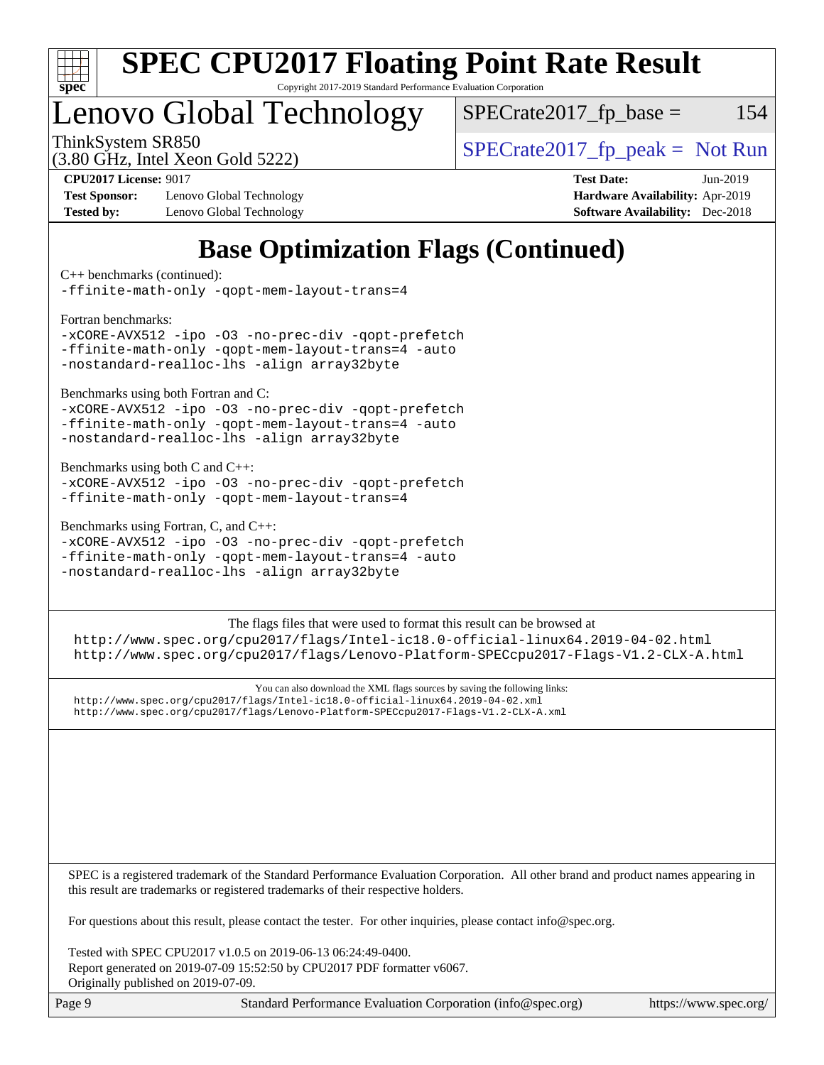# Base Optimization Flags (Continued)

C++ benchmarks (continued):
-ffinite-math-only -qopt-mem-layout-trans=4

Fortran benchmarks:
-xCORE-AVX512 -ipo -O3 -no-prec-div -qopt-prefetch
-ffinite-math-only -qopt-mem-layout-trans=4 -auto
-nostandard-realloc-lhs -align array32byte

Benchmarks using both Fortran and C:
-xCORE-AVX512 -ipo -O3 -no-prec-div -qopt-prefetch
-ffinite-math-only -qopt-mem-layout-trans=4 -auto
-nostandard-realloc-lhs -align array32byte

Benchmarks using both C and C++:
-xCORE-AVX512 -ipo -O3 -no-prec-div -qopt-prefetch
-ffinite-math-only -qopt-mem-layout-trans=4

Benchmarks using Fortran, C, and C++:
-xCORE-AVX512 -ipo -O3 -no-prec-div -qopt-prefetch
-ffinite-math-only -qopt-mem-layout-trans=4 -auto
-nostandard-realloc-lhs -align array32byte

The flags files that were used to format this result can be browsed at
http://www.spec.org/cpu2017/flags/Intel-ic18.0-official-linux64.2019-04-02.html
http://www.spec.org/cpu2017/flags/Lenovo-Platform-SPECcpu2017-Flags-V1.2-CLX-A.html

You can also download the XML flags sources by saving the following links:
http://www.spec.org/cpu2017/flags/Intel-ic18.0-official-linux64.2019-04-02.xml
http://www.spec.org/cpu2017/flags/Lenovo-Platform-SPECcpu2017-Flags-V1.2-CLX-A.xml

SPEC is a registered trademark of the Standard Performance Evaluation Corporation. All other brand and product names appearing in this result are trademarks or registered trademarks of their respective holders.

For questions about this result, please contact the tester. For other inquiries, please contact info@spec.org.

Tested with SPEC CPU2017 v1.0.5 on 2019-06-13 06:24:49-0400.
Report generated on 2019-07-09 15:52:50 by CPU2017 PDF formatter v6067.
Originally published on 2019-07-09.